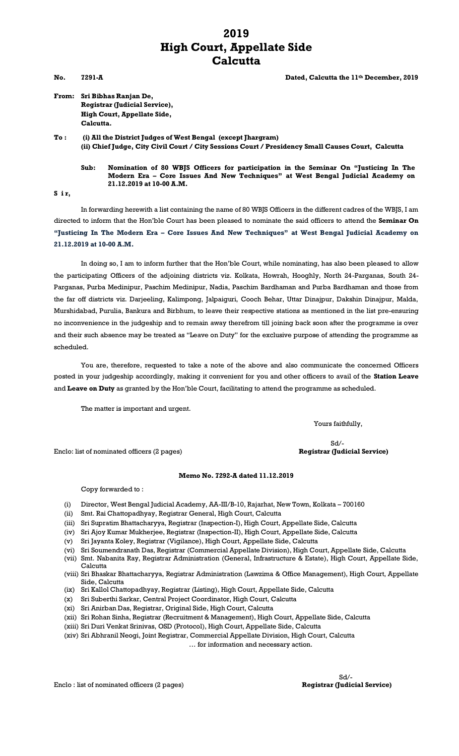# 2019
# High Court, Appellate Side
# Calcutta

**No. 7291-A** **Dated, Calcutta the 11th December, 2019**

**From: Sri Bibhas Ranjan De,**
**Registrar (Judicial Service),**
**High Court, Appellate Side,**
**Calcutta.**

**To : (i) All the District Judges of West Bengal (except Jhargram)**
**(ii) Chief Judge, City Civil Court / City Sessions Court / Presidency Small Causes Court, Calcutta**

**Sub: Nomination of 80 WBJS Officers for participation in the Seminar On "Justicing In The Modern Era – Core Issues And New Techniques" at West Bengal Judicial Academy on 21.12.2019 at 10-00 A.M.**

**S i r,**

In forwarding herewith a list containing the name of 80 WBJS Officers in the different cadres of the WBJS, I am directed to inform that the Hon'ble Court has been pleased to nominate the said officers to attend the **Seminar On "Justicing In The Modern Era – Core Issues And New Techniques" at West Bengal Judicial Academy on 21.12.2019 at 10-00 A.M.**

In doing so, I am to inform further that the Hon'ble Court, while nominating, has also been pleased to allow the participating Officers of the adjoining districts viz. Kolkata, Howrah, Hooghly, North 24-Parganas, South 24-Parganas, Purba Medinipur, Paschim Medinipur, Nadia, Paschim Bardhaman and Purba Bardhaman and those from the far off districts viz. Darjeeling, Kalimpong, Jalpaiguri, Cooch Behar, Uttar Dinajpur, Dakshin Dinajpur, Malda, Murshidabad, Purulia, Bankura and Birbhum, to leave their respective stations as mentioned in the list pre-ensuring no inconvenience in the judgeship and to remain away therefrom till joining back soon after the programme is over and their such absence may be treated as "Leave on Duty" for the exclusive purpose of attending the programme as scheduled.

You are, therefore, requested to take a note of the above and also communicate the concerned Officers posted in your judgeship accordingly, making it convenient for you and other officers to avail of the **Station Leave** and **Leave on Duty** as granted by the Hon'ble Court, facilitating to attend the programme as scheduled.

The matter is important and urgent.

Yours faithfully,

Sd/-
**Registrar (Judicial Service)**

Enclo: list of nominated officers (2 pages)

**Memo No. 7292-A dated 11.12.2019**

Copy forwarded to :

(i) Director, West Bengal Judicial Academy, AA-III/B-10, Rajarhat, New Town, Kolkata – 700160
(ii) Smt. Rai Chattopadhyay, Registrar General, High Court, Calcutta
(iii) Sri Supratim Bhattacharyya, Registrar (Inspection-I), High Court, Appellate Side, Calcutta
(iv) Sri Ajoy Kumar Mukherjee, Registrar (Inspection-II), High Court, Appellate Side, Calcutta
(v) Sri Jayanta Koley, Registrar (Vigilance), High Court, Appellate Side, Calcutta
(vi) Sri Soumendranath Das, Registrar (Commercial Appellate Division), High Court, Appellate Side, Calcutta
(vii) Smt. Nabanita Ray, Registrar Administration (General, Infrastructure & Estate), High Court, Appellate Side, Calcutta
(viii) Sri Bhaskar Bhattacharyya, Registrar Administration (Lawzima & Office Management), High Court, Appellate Side, Calcutta
(ix) Sri Kallol Chattopadhyay, Registrar (Listing), High Court, Appellate Side, Calcutta
(x) Sri Suberthi Sarkar, Central Project Coordinator, High Court, Calcutta
(xi) Sri Anirban Das, Registrar, Original Side, High Court, Calcutta
(xii) Sri Rohan Sinha, Registrar (Recruitment & Management), High Court, Appellate Side, Calcutta
(xiii) Sri Duri Venkat Srinivas, OSD (Protocol), High Court, Appellate Side, Calcutta
(xiv) Sri Abhranil Neogi, Joint Registrar, Commercial Appellate Division, High Court, Calcutta

… for information and necessary action.

Sd/-
**Registrar (Judicial Service)**

Enclo : list of nominated officers (2 pages)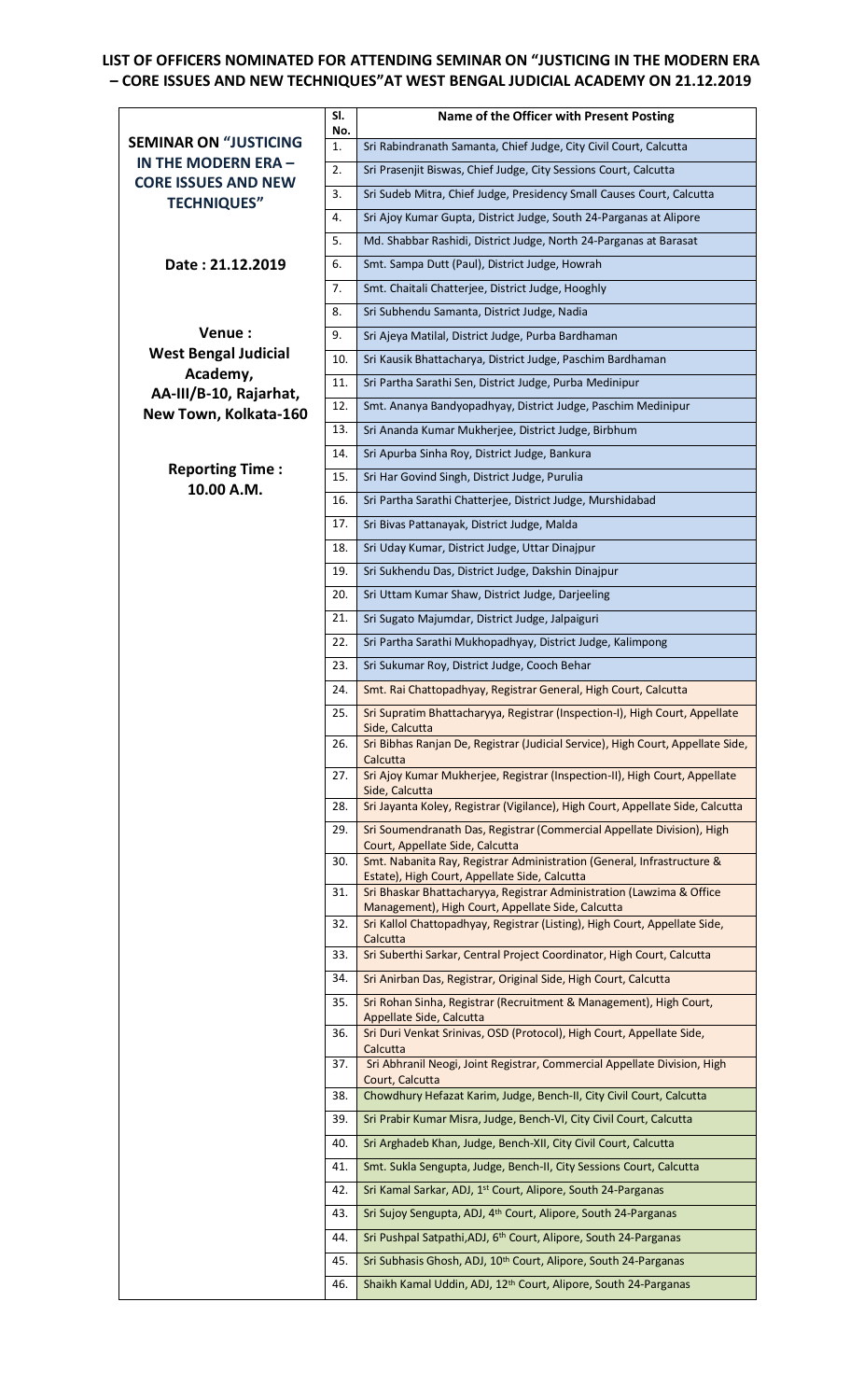## LIST OF OFFICERS NOMINATED FOR ATTENDING SEMINAR ON "JUSTICING IN THE MODERN ERA – CORE ISSUES AND NEW TECHNIQUES"AT WEST BENGAL JUDICIAL ACADEMY ON 21.12.2019

| | Sl. No. | Name of the Officer with Present Posting |
|---|---|---|
| **SEMINAR ON "JUSTICING IN THE MODERN ERA – CORE ISSUES AND NEW TECHNIQUES"**<br><br>**Date : 21.12.2019**<br><br>**Venue : West Bengal Judicial Academy, AA-III/B-10, Rajarhat, New Town, Kolkata-160**<br><br>**Reporting Time : 10.00 A.M.** | 1. | Sri Rabindranath Samanta, Chief Judge, City Civil Court, Calcutta |
| | 2. | Sri Prasenjit Biswas, Chief Judge, City Sessions Court, Calcutta |
| | 3. | Sri Sudeb Mitra, Chief Judge, Presidency Small Causes Court, Calcutta |
| | 4. | Sri Ajoy Kumar Gupta, District Judge, South 24-Parganas at Alipore |
| | 5. | Md. Shabbar Rashidi, District Judge, North 24-Parganas at Barasat |
| | 6. | Smt. Sampa Dutt (Paul), District Judge, Howrah |
| | 7. | Smt. Chaitali Chatterjee, District Judge, Hooghly |
| | 8. | Sri Subhendu Samanta, District Judge, Nadia |
| | 9. | Sri Ajeya Matilal, District Judge, Purba Bardhaman |
| | 10. | Sri Kausik Bhattacharya, District Judge, Paschim Bardhaman |
| | 11. | Sri Partha Sarathi Sen, District Judge, Purba Medinipur |
| | 12. | Smt. Ananya Bandyopadhyay, District Judge, Paschim Medinipur |
| | 13. | Sri Ananda Kumar Mukherjee, District Judge, Birbhum |
| | 14. | Sri Apurba Sinha Roy, District Judge, Bankura |
| | 15. | Sri Har Govind Singh, District Judge, Purulia |
| | 16. | Sri Partha Sarathi Chatterjee, District Judge, Murshidabad |
| | 17. | Sri Bivas Pattanayak, District Judge, Malda |
| | 18. | Sri Uday Kumar, District Judge, Uttar Dinajpur |
| | 19. | Sri Sukhendu Das, District Judge, Dakshin Dinajpur |
| | 20. | Sri Uttam Kumar Shaw, District Judge, Darjeeling |
| | 21. | Sri Sugato Majumdar, District Judge, Jalpaiguri |
| | 22. | Sri Partha Sarathi Mukhopadhyay, District Judge, Kalimpong |
| | 23. | Sri Sukumar Roy, District Judge, Cooch Behar |
| | 24. | Smt. Rai Chattopadhyay, Registrar General, High Court, Calcutta |
| | 25. | Sri Supratim Bhattacharyya, Registrar (Inspection-I), High Court, Appellate Side, Calcutta |
| | 26. | Sri Bibhas Ranjan De, Registrar (Judicial Service), High Court, Appellate Side, Calcutta |
| | 27. | Sri Ajoy Kumar Mukherjee, Registrar (Inspection-II), High Court, Appellate Side, Calcutta |
| | 28. | Sri Jayanta Koley, Registrar (Vigilance), High Court, Appellate Side, Calcutta |
| | 29. | Sri Soumendranath Das, Registrar (Commercial Appellate Division), High Court, Appellate Side, Calcutta |
| | 30. | Smt. Nabanita Ray, Registrar Administration (General, Infrastructure & Estate), High Court, Appellate Side, Calcutta |
| | 31. | Sri Bhaskar Bhattacharyya, Registrar Administration (Lawzima & Office Management), High Court, Appellate Side, Calcutta |
| | 32. | Sri Kallol Chattopadhyay, Registrar (Listing), High Court, Appellate Side, Calcutta |
| | 33. | Sri Suberthi Sarkar, Central Project Coordinator, High Court, Calcutta |
| | 34. | Sri Anirban Das, Registrar, Original Side, High Court, Calcutta |
| | 35. | Sri Rohan Sinha, Registrar (Recruitment & Management), High Court, Appellate Side, Calcutta |
| | 36. | Sri Duri Venkat Srinivas, OSD (Protocol), High Court, Appellate Side, Calcutta |
| | 37. | Sri Abhranil Neogi, Joint Registrar, Commercial Appellate Division, High Court, Calcutta |
| | 38. | Chowdhury Hefazat Karim, Judge, Bench-II, City Civil Court, Calcutta |
| | 39. | Sri Prabir Kumar Misra, Judge, Bench-VI, City Civil Court, Calcutta |
| | 40. | Sri Arghadeb Khan, Judge, Bench-XII, City Civil Court, Calcutta |
| | 41. | Smt. Sukla Sengupta, Judge, Bench-II, City Sessions Court, Calcutta |
| | 42. | Sri Kamal Sarkar, ADJ, 1st Court, Alipore, South 24-Parganas |
| | 43. | Sri Sujoy Sengupta, ADJ, 4th Court, Alipore, South 24-Parganas |
| | 44. | Sri Pushpal Satpathi,ADJ, 6th Court, Alipore, South 24-Parganas |
| | 45. | Sri Subhasis Ghosh, ADJ, 10th Court, Alipore, South 24-Parganas |
| | 46. | Shaikh Kamal Uddin, ADJ, 12th Court, Alipore, South 24-Parganas |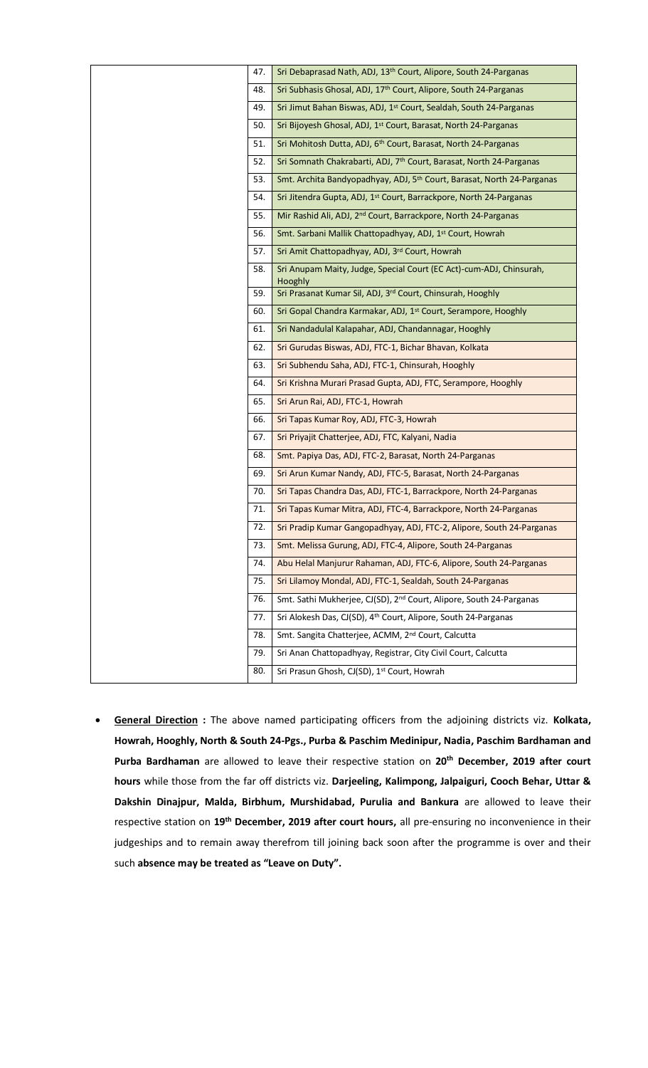| | | |
|---|---|---|
| | 47. | Sri Debaprasad Nath, ADJ, 13th Court, Alipore, South 24-Parganas |
| | 48. | Sri Subhasis Ghosal, ADJ, 17th Court, Alipore, South 24-Parganas |
| | 49. | Sri Jimut Bahan Biswas, ADJ, 1st Court, Sealdah, South 24-Parganas |
| | 50. | Sri Bijoyesh Ghosal, ADJ, 1st Court, Barasat, North 24-Parganas |
| | 51. | Sri Mohitosh Dutta, ADJ, 6th Court, Barasat, North 24-Parganas |
| | 52. | Sri Somnath Chakrabarti, ADJ, 7th Court, Barasat, North 24-Parganas |
| | 53. | Smt. Archita Bandyopadhyay, ADJ, 5th Court, Barasat, North 24-Parganas |
| | 54. | Sri Jitendra Gupta, ADJ, 1st Court, Barrackpore, North 24-Parganas |
| | 55. | Mir Rashid Ali, ADJ, 2nd Court, Barrackpore, North 24-Parganas |
| | 56. | Smt. Sarbani Mallik Chattopadhyay, ADJ, 1st Court, Howrah |
| | 57. | Sri Amit Chattopadhyay, ADJ, 3rd Court, Howrah |
| | 58. | Sri Anupam Maity, Judge, Special Court (EC Act)-cum-ADJ, Chinsurah, Hooghly |
| | 59. | Sri Prasanat Kumar Sil, ADJ, 3rd Court, Chinsurah, Hooghly |
| | 60. | Sri Gopal Chandra Karmakar, ADJ, 1st Court, Serampore, Hooghly |
| | 61. | Sri Nandadulal Kalapahar, ADJ, Chandannagar, Hooghly |
| | 62. | Sri Gurudas Biswas, ADJ, FTC-1, Bichar Bhavan, Kolkata |
| | 63. | Sri Subhendu Saha, ADJ, FTC-1, Chinsurah, Hooghly |
| | 64. | Sri Krishna Murari Prasad Gupta, ADJ, FTC, Serampore, Hooghly |
| | 65. | Sri Arun Rai, ADJ, FTC-1, Howrah |
| | 66. | Sri Tapas Kumar Roy, ADJ, FTC-3, Howrah |
| | 67. | Sri Priyajit Chatterjee, ADJ, FTC, Kalyani, Nadia |
| | 68. | Smt. Papiya Das, ADJ, FTC-2, Barasat, North 24-Parganas |
| | 69. | Sri Arun Kumar Nandy, ADJ, FTC-5, Barasat, North 24-Parganas |
| | 70. | Sri Tapas Chandra Das, ADJ, FTC-1, Barrackpore, North 24-Parganas |
| | 71. | Sri Tapas Kumar Mitra, ADJ, FTC-4, Barrackpore, North 24-Parganas |
| | 72. | Sri Pradip Kumar Gangopadhyay, ADJ, FTC-2, Alipore, South 24-Parganas |
| | 73. | Smt. Melissa Gurung, ADJ, FTC-4, Alipore, South 24-Parganas |
| | 74. | Abu Helal Manjurur Rahaman, ADJ, FTC-6, Alipore, South 24-Parganas |
| | 75. | Sri Lilamoy Mondal, ADJ, FTC-1, Sealdah, South 24-Parganas |
| | 76. | Smt. Sathi Mukherjee, CJ(SD), 2nd Court, Alipore, South 24-Parganas |
| | 77. | Sri Alokesh Das, CJ(SD), 4th Court, Alipore, South 24-Parganas |
| | 78. | Smt. Sangita Chatterjee, ACMM, 2nd Court, Calcutta |
| | 79. | Sri Anan Chattopadhyay, Registrar, City Civil Court, Calcutta |
| | 80. | Sri Prasun Ghosh, CJ(SD), 1st Court, Howrah |

- **General Direction :** The above named participating officers from the adjoining districts viz. **Kolkata, Howrah, Hooghly, North & South 24-Pgs., Purba & Paschim Medinipur, Nadia, Paschim Bardhaman and Purba Bardhaman** are allowed to leave their respective station on **20th December, 2019 after court hours** while those from the far off districts viz. **Darjeeling, Kalimpong, Jalpaiguri, Cooch Behar, Uttar & Dakshin Dinajpur, Malda, Birbhum, Murshidabad, Purulia and Bankura** are allowed to leave their respective station on **19th December, 2019 after court hours,** all pre-ensuring no inconvenience in their judgeships and to remain away therefrom till joining back soon after the programme is over and their such **absence may be treated as "Leave on Duty".**